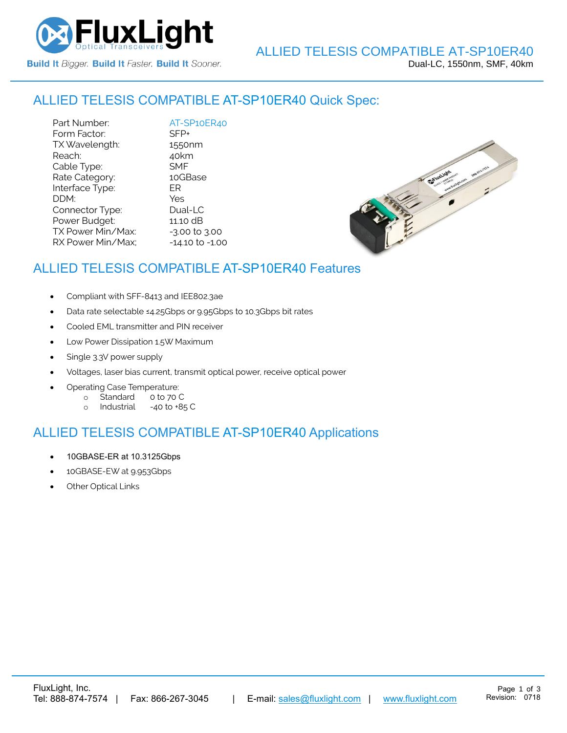# ALLIED TELESIS COMPATIBLE AT-SP10ER40

Dual-LC, 1550nm, SMF, 40km

## ALLIED TELESIS COMPATIBLE AT-SP10ER40 Quick Spec:

| | |
|---|---|
| Part Number: | AT-SP10ER40 |
| Form Factor: | SFP+ |
| TX Wavelength: | 1550nm |
| Reach: | 40km |
| Cable Type: | SMF |
| Rate Category: | 10GBase |
| Interface Type: | ER |
| DDM: | Yes |
| Connector Type: | Dual-LC |
| Power Budget: | 11.10 dB |
| TX Power Min/Max: | -3.00 to 3.00 |
| RX Power Min/Max; | -14.10 to -1.00 |

## ALLIED TELESIS COMPATIBLE AT-SP10ER40 Features

- Compliant with SFF-8413 and IEE802.3ae
- Data rate selectable ≤4.25Gbps or 9.95Gbps to 10.3Gbps bit rates
- Cooled EML transmitter and PIN receiver
- Low Power Dissipation 1.5W Maximum
- Single 3.3V power supply
- Voltages, laser bias current, transmit optical power, receive optical power
- Operating Case Temperature:
  - Standard 0 to 70 C
  - Industrial -40 to +85 C

## ALLIED TELESIS COMPATIBLE AT-SP10ER40 Applications

- 10GBASE-ER at 10.3125Gbps
- 10GBASE-EW at 9.953Gbps
- Other Optical Links

FluxLight, Inc.
Tel: 888-874-7574 | Fax: 866-267-3045 | E-mail: sales@fluxlight.com | www.fluxlight.com

Revision: 0718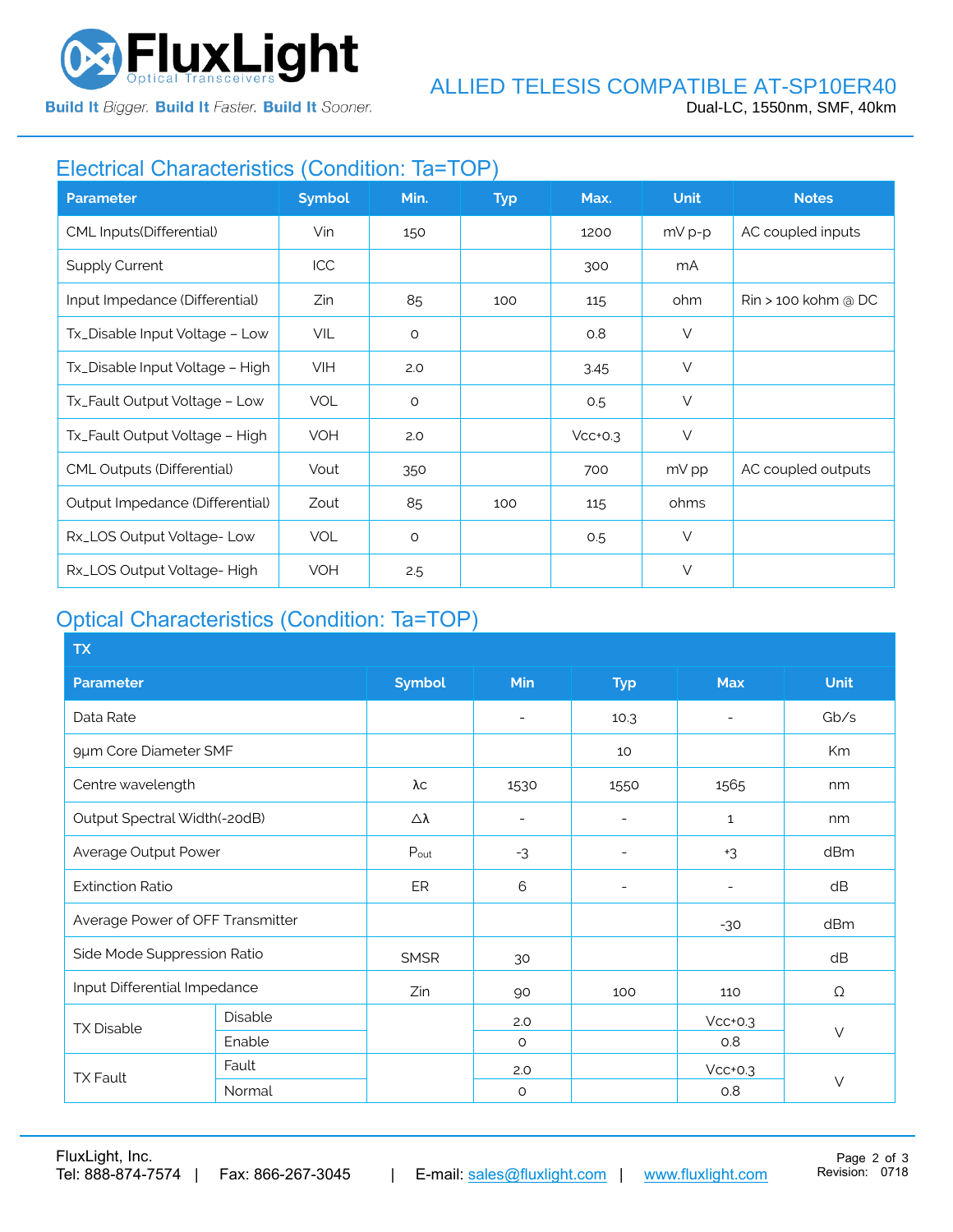## Electrical Characteristics (Condition: Ta=TOP)

| Parameter | Symbol | Min. | Typ | Max. | Unit | Notes |
|---|---|---|---|---|---|---|
| CML Inputs(Differential) | Vin | 150 | | 1200 | mV p-p | AC coupled inputs |
| Supply Current | ICC | | | 300 | mA | |
| Input Impedance (Differential) | Zin | 85 | 100 | 115 | ohm | Rin > 100 kohm @ DC |
| Tx_Disable Input Voltage – Low | VIL | 0 | | 0.8 | V | |
| Tx_Disable Input Voltage – High | VIH | 2.0 | | 3.45 | V | |
| Tx_Fault Output Voltage – Low | VOL | 0 | | 0.5 | V | |
| Tx_Fault Output Voltage – High | VOH | 2.0 | | Vcc+0.3 | V | |
| CML Outputs (Differential) | Vout | 350 | | 700 | mV pp | AC coupled outputs |
| Output Impedance (Differential) | Zout | 85 | 100 | 115 | ohms | |
| Rx_LOS Output Voltage- Low | VOL | 0 | | 0.5 | V | |
| Rx_LOS Output Voltage- High | VOH | 2.5 | | | V | |

## Optical Characteristics (Condition: Ta=TOP)

| TX | | | | | | |
|---|---|---|---|---|---|---|
| **Parameter** | | **Symbol** | **Min** | **Typ** | **Max** | **Unit** |
| Data Rate | | | - | 10.3 | - | Gb/s |
| 9µm Core Diameter SMF | | | | 10 | | Km |
| Centre wavelength | | λc | 1530 | 1550 | 1565 | nm |
| Output Spectral Width(-20dB) | | Δλ | - | - | 1 | nm |
| Average Output Power | | $P_{out}$ | -3 | - | +3 | dBm |
| Extinction Ratio | | ER | 6 | - | - | dB |
| Average Power of OFF Transmitter | | | | | -30 | dBm |
| Side Mode Suppression Ratio | | SMSR | 30 | | | dB |
| Input Differential Impedance | | Zin | 90 | 100 | 110 | Ω |
| TX Disable | Disable | | 2.0 | | Vcc+0.3 | V |
| | Enable | | 0 | | 0.8 | |
| TX Fault | Fault | | 2.0 | | Vcc+0.3 | V |
| | Normal | | 0 | | 0.8 | |

FluxLight, Inc.
Tel: 888-874-7574 | Fax: 866-267-3045 | E-mail: sales@fluxlight.com | www.fluxlight.com

Revision: 0718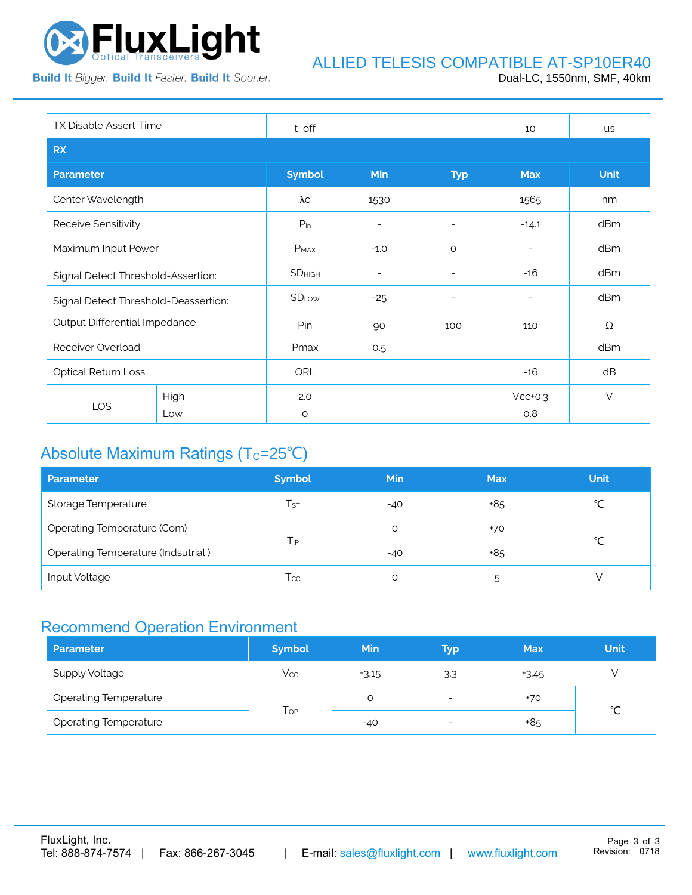| | | | | | |
|---|---|---|---|---|---|
| TX Disable Assert Time | t_off | | | 10 | us |
| **RX** | | | | | |
| **Parameter** | **Symbol** | **Min** | **Typ** | **Max** | **Unit** |
| Center Wavelength | λc | 1530 | | 1565 | nm |
| Receive Sensitivity | $P_{in}$ | - | - | -14.1 | dBm |
| Maximum Input Power | $P_{MAX}$ | -1.0 | 0 | - | dBm |
| Signal Detect Threshold-Assertion: | $SD_{HIGH}$ | - | - | -16 | dBm |
| Signal Detect Threshold-Deassertion: | $SD_{LOW}$ | -25 | - | - | dBm |
| Output Differential Impedance | Pin | 90 | 100 | 110 | Ω |
| Receiver Overload | Pmax | 0.5 | | | dBm |
| Optical Return Loss | ORL | | | -16 | dB |
| LOS High | 2.0 | | | Vcc+0.3 | V |
| LOS Low | 0 | | | 0.8 | |

## Absolute Maximum Ratings ($T_C$=25℃)

| Parameter | Symbol | Min | Max | Unit |
|---|---|---|---|---|
| Storage Temperature | $T_{ST}$ | -40 | +85 | ℃ |
| Operating Temperature (Com) | $T_{IP}$ | 0 | +70 | ℃ |
| Operating Temperature (Indsutrial ) | | -40 | +85 | |
| Input Voltage | $T_{CC}$ | 0 | 5 | V |

## Recommend Operation Environment

| Parameter | Symbol | Min | Typ | Max | Unit |
|---|---|---|---|---|---|
| Supply Voltage | $V_{CC}$ | +3.15 | 3.3 | +3.45 | V |
| Operating Temperature | $T_{OP}$ | 0 | - | +70 | ℃ |
| Operating Temperature | | -40 | - | +85 | |

FluxLight, Inc.
Tel: 888-874-7574 | Fax: 866-267-3045 | E-mail: sales@fluxlight.com | www.fluxlight.com

Revision: 0718